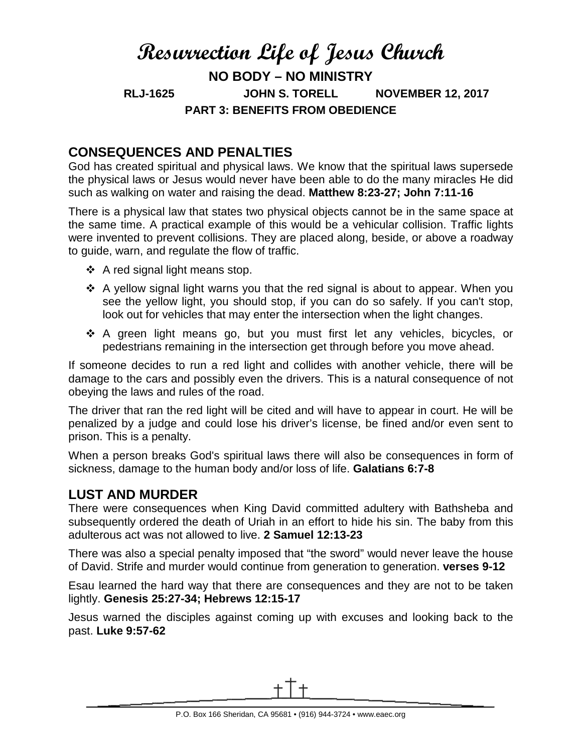# Resurrection Life of Jesus Church

## NO BODY – NO MINISTRY

**RLJ-1625 JOHN S. TORELL NOVEMBER 12, 2017**

**PART 3: BENEFITS FROM OBEDIENCE**

## CONSEQUENCES AND PENALTIES

God has created spiritual and physical laws. We know that the spiritual laws supersede the physical laws or Jesus would never have been able to do the many miracles He did such as walking on water and raising the dead. **Matthew 8:23-27; John 7:11-16**

There is a physical law that states two physical objects cannot be in the same space at the same time. A practical example of this would be a vehicular collision. Traffic lights were invented to prevent collisions. They are placed along, beside, or above a roadway to guide, warn, and regulate the flow of traffic.

- A red signal light means stop.
- A yellow signal light warns you that the red signal is about to appear. When you see the yellow light, you should stop, if you can do so safely. If you can't stop, look out for vehicles that may enter the intersection when the light changes.
- A green light means go, but you must first let any vehicles, bicycles, or pedestrians remaining in the intersection get through before you move ahead.

If someone decides to run a red light and collides with another vehicle, there will be damage to the cars and possibly even the drivers. This is a natural consequence of not obeying the laws and rules of the road.

The driver that ran the red light will be cited and will have to appear in court. He will be penalized by a judge and could lose his driver's license, be fined and/or even sent to prison. This is a penalty.

When a person breaks God's spiritual laws there will also be consequences in form of sickness, damage to the human body and/or loss of life. **Galatians 6:7-8**

## LUST AND MURDER

There were consequences when King David committed adultery with Bathsheba and subsequently ordered the death of Uriah in an effort to hide his sin. The baby from this adulterous act was not allowed to live. **2 Samuel 12:13-23**

There was also a special penalty imposed that "the sword" would never leave the house of David. Strife and murder would continue from generation to generation. **verses 9-12**

Esau learned the hard way that there are consequences and they are not to be taken lightly. **Genesis 25:27-34; Hebrews 12:15-17**

Jesus warned the disciples against coming up with excuses and looking back to the past. **Luke 9:57-62**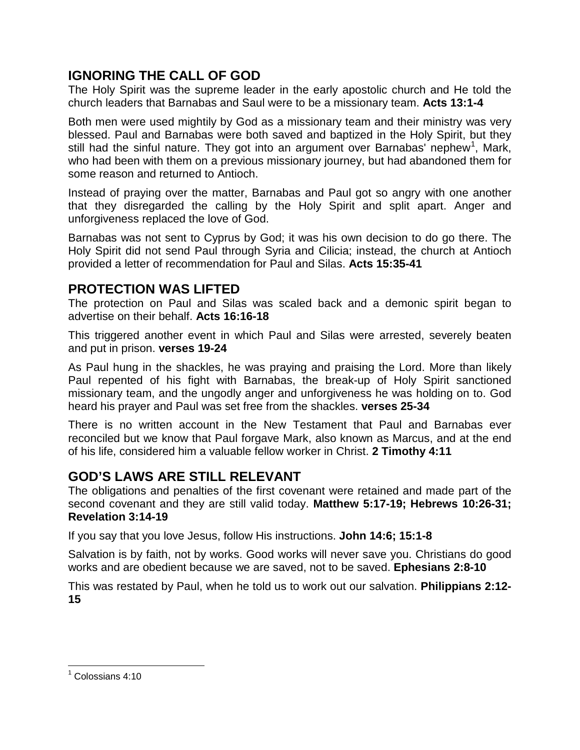## IGNORING THE CALL OF GOD

The Holy Spirit was the supreme leader in the early apostolic church and He told the church leaders that Barnabas and Saul were to be a missionary team. **Acts 13:1-4**

Both men were used mightily by God as a missionary team and their ministry was very blessed. Paul and Barnabas were both saved and baptized in the Holy Spirit, but they still had the sinful nature. They got into an argument over Barnabas' nephew[1], Mark, who had been with them on a previous missionary journey, but had abandoned them for some reason and returned to Antioch.

Instead of praying over the matter, Barnabas and Paul got so angry with one another that they disregarded the calling by the Holy Spirit and split apart. Anger and unforgiveness replaced the love of God.

Barnabas was not sent to Cyprus by God; it was his own decision to do go there. The Holy Spirit did not send Paul through Syria and Cilicia; instead, the church at Antioch provided a letter of recommendation for Paul and Silas. **Acts 15:35-41**

## PROTECTION WAS LIFTED

The protection on Paul and Silas was scaled back and a demonic spirit began to advertise on their behalf. **Acts 16:16-18**

This triggered another event in which Paul and Silas were arrested, severely beaten and put in prison. **verses 19-24**

As Paul hung in the shackles, he was praying and praising the Lord. More than likely Paul repented of his fight with Barnabas, the break-up of Holy Spirit sanctioned missionary team, and the ungodly anger and unforgiveness he was holding on to. God heard his prayer and Paul was set free from the shackles. **verses 25-34**

There is no written account in the New Testament that Paul and Barnabas ever reconciled but we know that Paul forgave Mark, also known as Marcus, and at the end of his life, considered him a valuable fellow worker in Christ. **2 Timothy 4:11**

## GOD'S LAWS ARE STILL RELEVANT

The obligations and penalties of the first covenant were retained and made part of the second covenant and they are still valid today. **Matthew 5:17-19; Hebrews 10:26-31; Revelation 3:14-19**

If you say that you love Jesus, follow His instructions. **John 14:6; 15:1-8**

Salvation is by faith, not by works. Good works will never save you. Christians do good works and are obedient because we are saved, not to be saved. **Ephesians 2:8-10**

This was restated by Paul, when he told us to work out our salvation. **Philippians 2:12-15**

---

[1] Colossians 4:10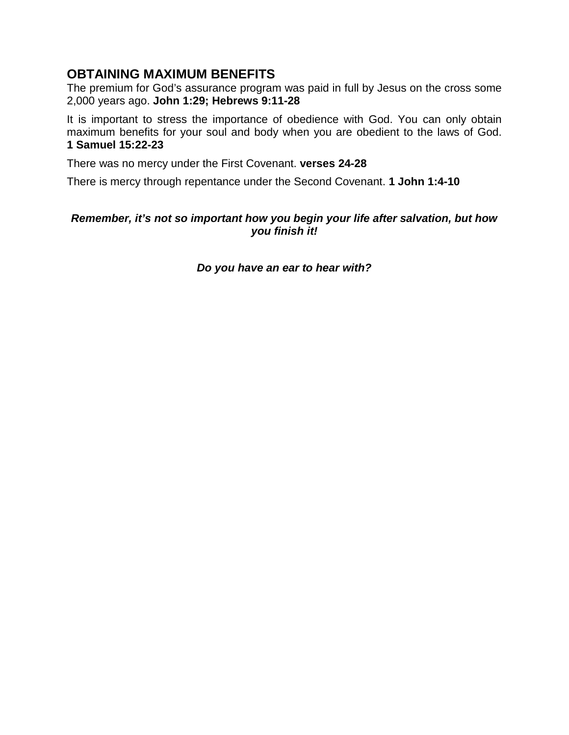## OBTAINING MAXIMUM BENEFITS

The premium for God's assurance program was paid in full by Jesus on the cross some 2,000 years ago. **John 1:29; Hebrews 9:11-28**

It is important to stress the importance of obedience with God. You can only obtain maximum benefits for your soul and body when you are obedient to the laws of God. **1 Samuel 15:22-23**

There was no mercy under the First Covenant. **verses 24-28**

There is mercy through repentance under the Second Covenant. **1 John 1:4-10**

***Remember, it's not so important how you begin your life after salvation, but how you finish it!***

***Do you have an ear to hear with?***